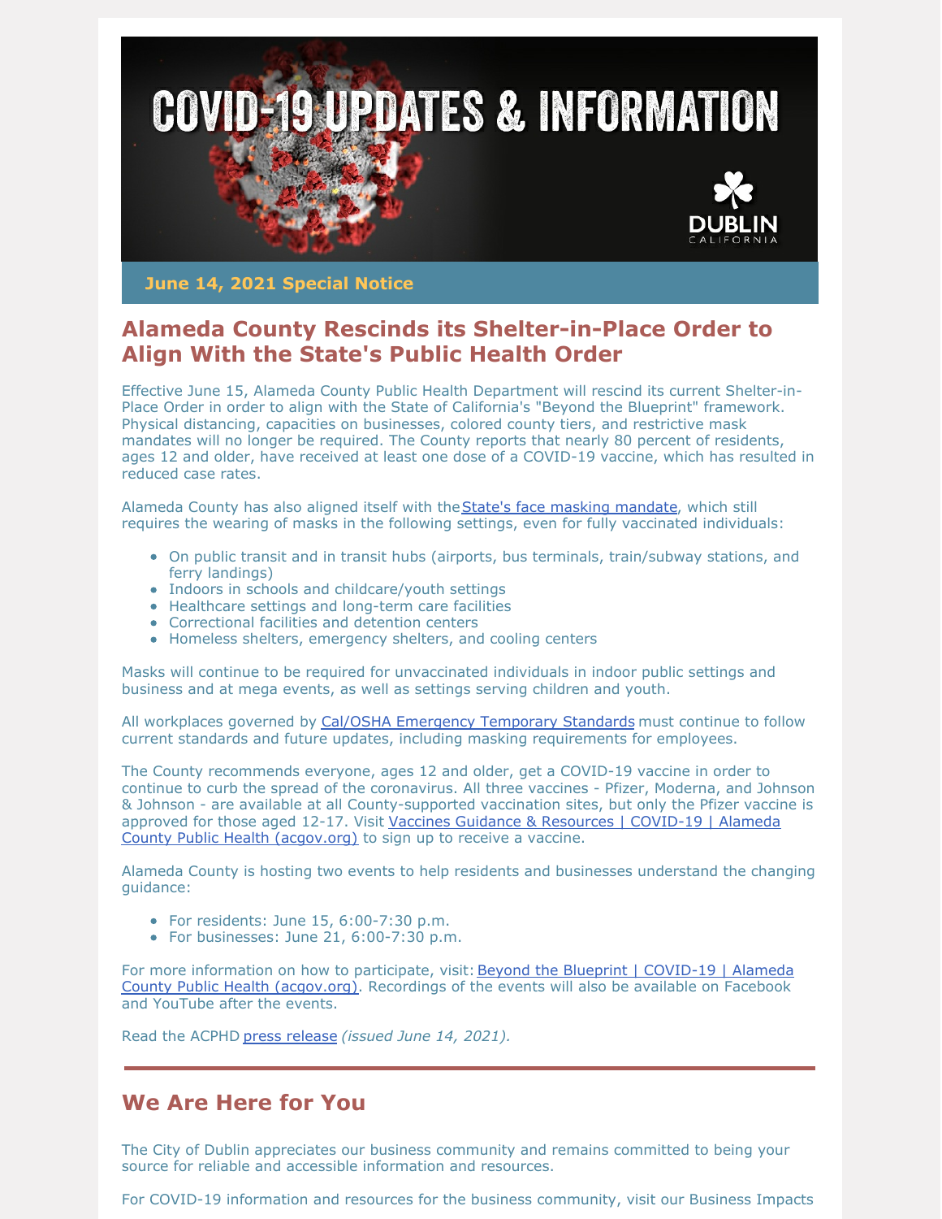# COVID-19 UPDATES & INFORMATION

DUBLIN CALIFORNIA

**June 14, 2021 Special Notice**

## Alameda County Rescinds its Shelter-in-Place Order to Align With the State's Public Health Order

Effective June 15, Alameda County Public Health Department will rescind its current Shelter-in-Place Order in order to align with the State of California's "Beyond the Blueprint" framework. Physical distancing, capacities on businesses, colored county tiers, and restrictive mask mandates will no longer be required. The County reports that nearly 80 percent of residents, ages 12 and older, have received at least one dose of a COVID-19 vaccine, which has resulted in reduced case rates.

Alameda County has also aligned itself with the State's face masking mandate, which still requires the wearing of masks in the following settings, even for fully vaccinated individuals:

- On public transit and in transit hubs (airports, bus terminals, train/subway stations, and ferry landings)
- Indoors in schools and childcare/youth settings
- Healthcare settings and long-term care facilities
- Correctional facilities and detention centers
- Homeless shelters, emergency shelters, and cooling centers

Masks will continue to be required for unvaccinated individuals in indoor public settings and business and at mega events, as well as settings serving children and youth.

All workplaces governed by Cal/OSHA Emergency Temporary Standards must continue to follow current standards and future updates, including masking requirements for employees.

The County recommends everyone, ages 12 and older, get a COVID-19 vaccine in order to continue to curb the spread of the coronavirus. All three vaccines - Pfizer, Moderna, and Johnson & Johnson - are available at all County-supported vaccination sites, but only the Pfizer vaccine is approved for those aged 12-17. Visit Vaccines Guidance & Resources | COVID-19 | Alameda County Public Health (acgov.org) to sign up to receive a vaccine.

Alameda County is hosting two events to help residents and businesses understand the changing guidance:

- For residents: June 15, 6:00-7:30 p.m.
- For businesses: June 21, 6:00-7:30 p.m.

For more information on how to participate, visit: Beyond the Blueprint | COVID-19 | Alameda County Public Health (acgov.org). Recordings of the events will also be available on Facebook and YouTube after the events.

Read the ACPHD press release *(issued June 14, 2021).*

---

## We Are Here for You

The City of Dublin appreciates our business community and remains committed to being your source for reliable and accessible information and resources.

For COVID-19 information and resources for the business community, visit our Business Impacts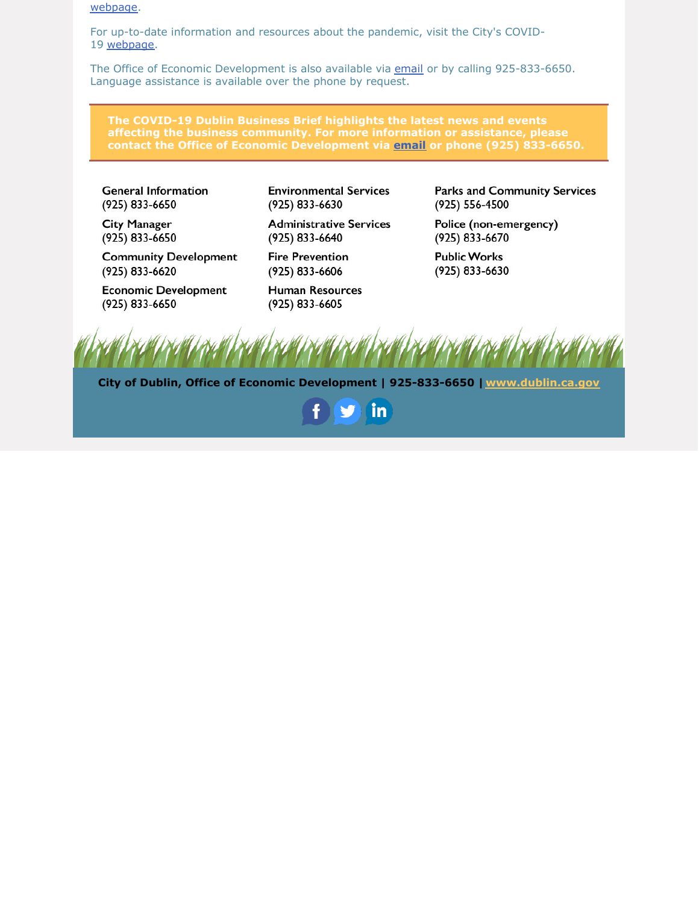webpage.

For up-to-date information and resources about the pandemic, visit the City's COVID-19 webpage.

The Office of Economic Development is also available via email or by calling 925-833-6650. Language assistance is available over the phone by request.

**The COVID-19 Dublin Business Brief highlights the latest news and events affecting the business community. For more information or assistance, please contact the Office of Economic Development via email or phone (925) 833-6650.**

**General Information**
(925) 833-6650

**City Manager**
(925) 833-6650

**Community Development**
(925) 833-6620

**Economic Development**
(925) 833-6650

**Environmental Services**
(925) 833-6630

**Administrative Services**
(925) 833-6640

**Fire Prevention**
(925) 833-6606

**Human Resources**
(925) 833-6605

**Parks and Community Services**
(925) 556-4500

**Police (non-emergency)**
(925) 833-6670

**Public Works**
(925) 833-6630

**City of Dublin, Office of Economic Development | 925-833-6650 | www.dublin.ca.gov**